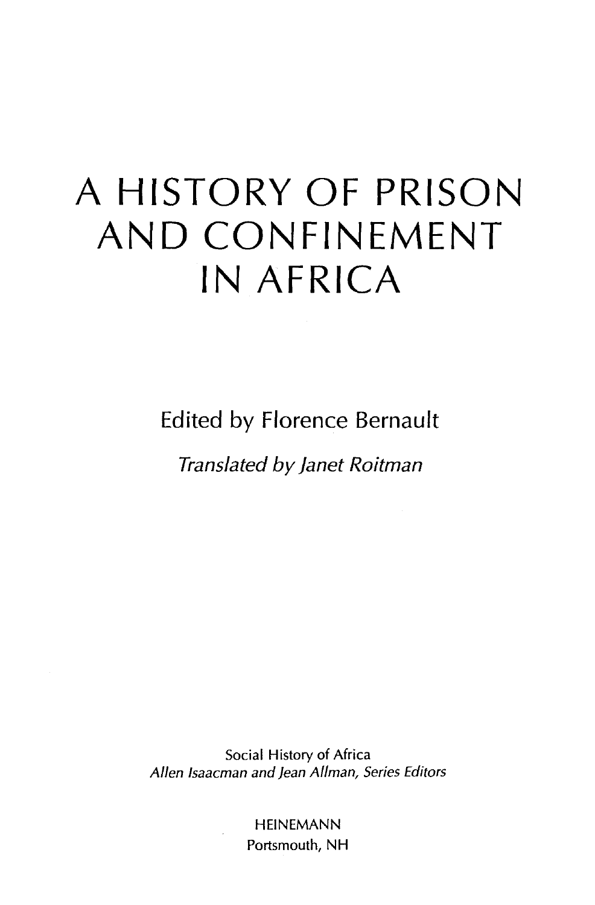# A HISTORY OF PRISON AND CONFINEMENT IN AFRICA

Edited by Florence Bernault

*Translated by Janet Roitman*

Social History of Africa
*Allen Isaacman and Jean Allman, Series Editors*

HEINEMANN
Portsmouth, NH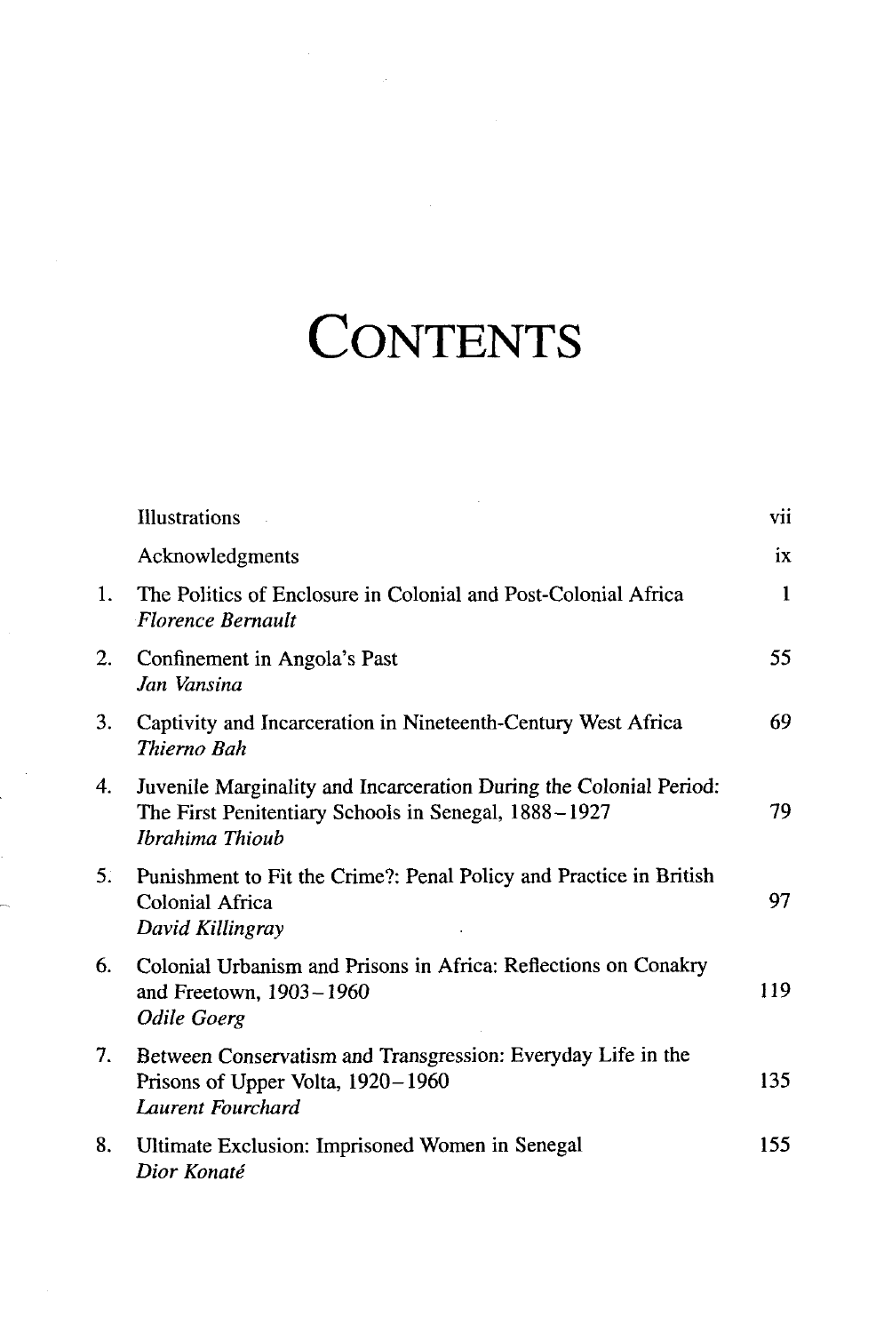# CONTENTS

| | | |
|---|---|---|
| | Illustrations | vii |
| | Acknowledgments | ix |
| 1. | The Politics of Enclosure in Colonial and Post-Colonial Africa<br>*Florence Bernault* | 1 |
| 2. | Confinement in Angola's Past<br>*Jan Vansina* | 55 |
| 3. | Captivity and Incarceration in Nineteenth-Century West Africa<br>*Thierno Bah* | 69 |
| 4. | Juvenile Marginality and Incarceration During the Colonial Period: The First Penitentiary Schools in Senegal, 1888–1927<br>*Ibrahima Thioub* | 79 |
| 5. | Punishment to Fit the Crime?: Penal Policy and Practice in British Colonial Africa<br>*David Killingray* | 97 |
| 6. | Colonial Urbanism and Prisons in Africa: Reflections on Conakry and Freetown, 1903–1960<br>*Odile Goerg* | 119 |
| 7. | Between Conservatism and Transgression: Everyday Life in the Prisons of Upper Volta, 1920–1960<br>*Laurent Fourchard* | 135 |
| 8. | Ultimate Exclusion: Imprisoned Women in Senegal<br>*Dior Konaté* | 155 |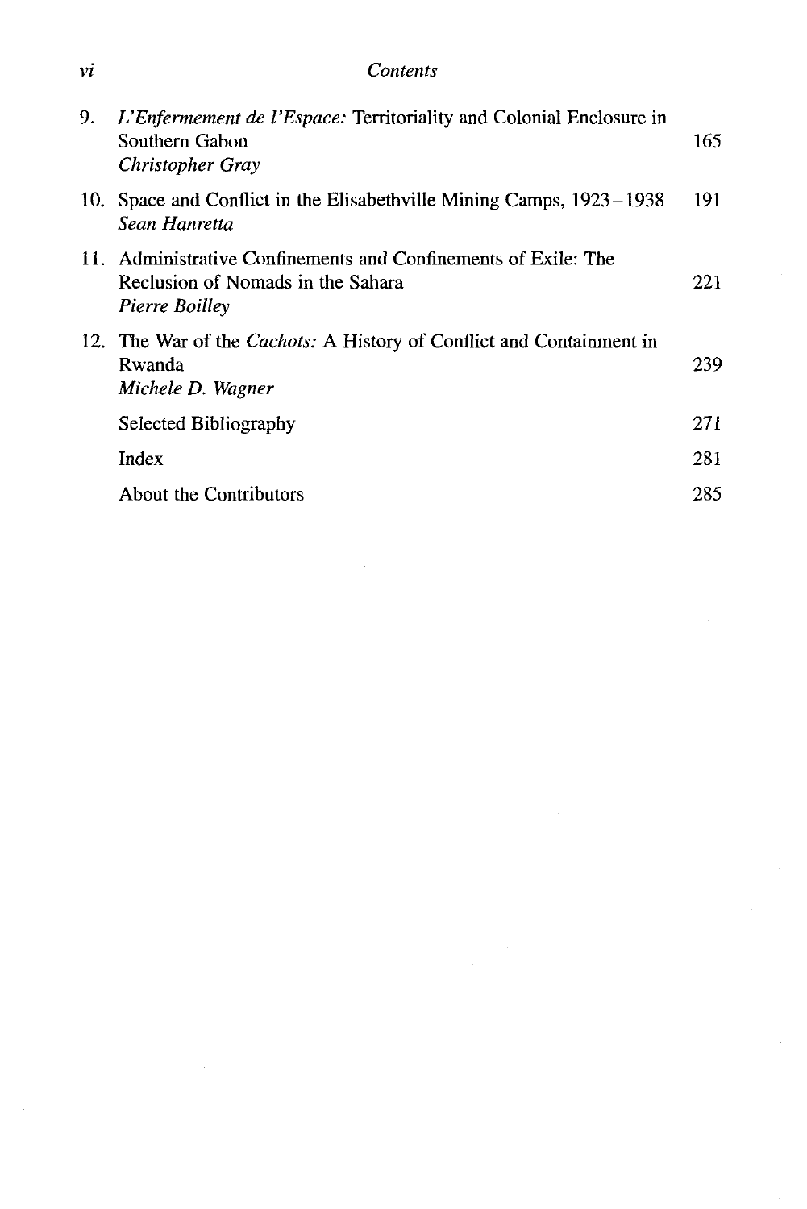| | | |
|---|---|---|
| 9. | *L'Enfermement de l'Espace:* Territoriality and Colonial Enclosure in Southern Gabon<br>*Christopher Gray* | 165 |
| 10. | Space and Conflict in the Elisabethville Mining Camps, 1923–1938<br>*Sean Hanretta* | 191 |
| 11. | Administrative Confinements and Confinements of Exile: The Reclusion of Nomads in the Sahara<br>*Pierre Boilley* | 221 |
| 12. | The War of the *Cachots:* A History of Conflict and Containment in Rwanda<br>*Michele D. Wagner* | 239 |
| | Selected Bibliography | 271 |
| | Index | 281 |
| | About the Contributors | 285 |